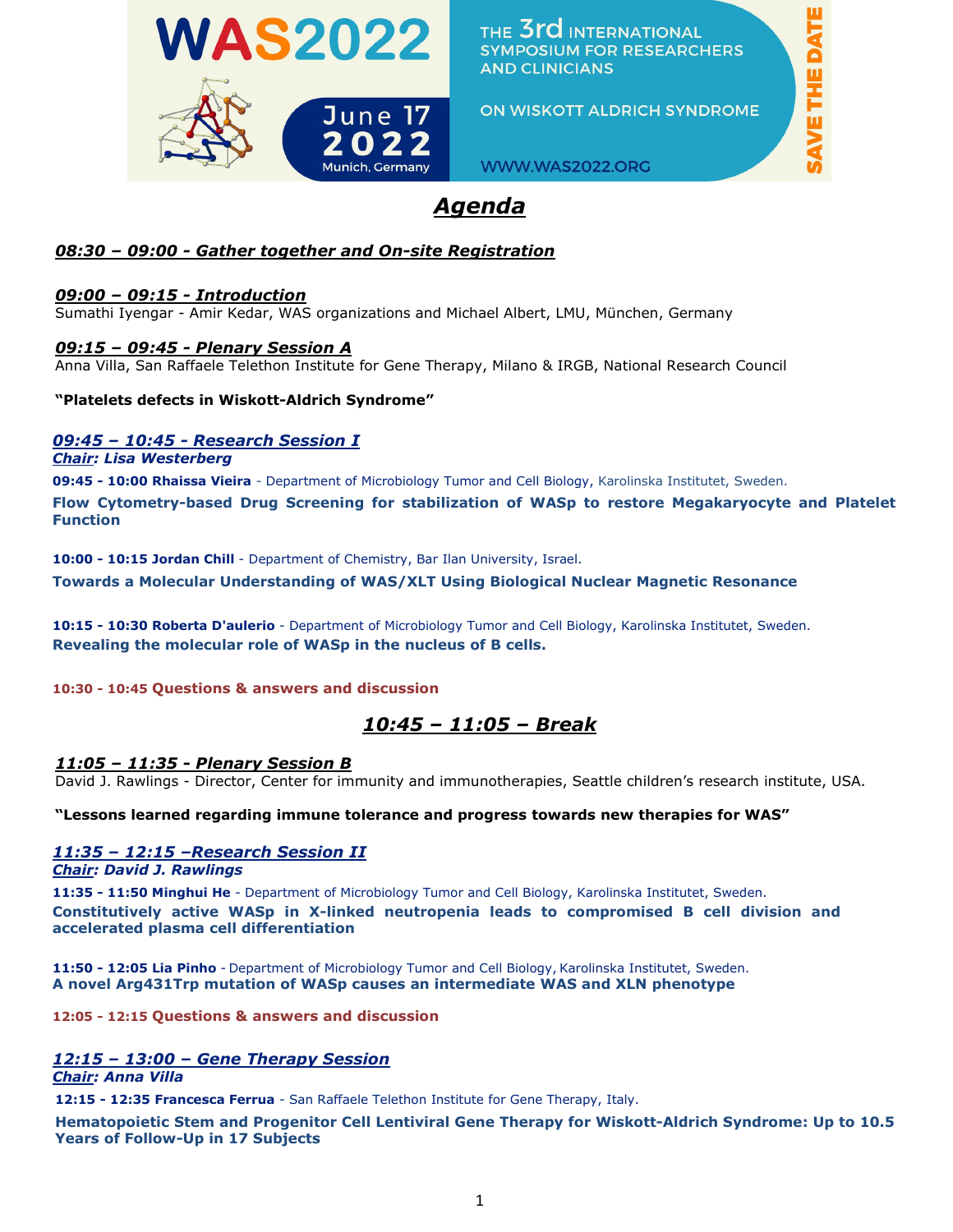WAS2022

June 17 2022
Munich, Germany

THE 3rd INTERNATIONAL SYMPOSIUM FOR RESEARCHERS AND CLINICIANS

ON WISKOTT ALDRICH SYNDROME

WWW.WAS2022.ORG

SAVE THE DATE

# *Agenda*

### ***08:30 – 09:00 - Gather together and On-site Registration***

### ***09:00 – 09:15 - Introduction***

Sumathi Iyengar - Amir Kedar, WAS organizations and Michael Albert, LMU, München, Germany

### ***09:15 – 09:45 - Plenary Session A***

Anna Villa, San Raffaele Telethon Institute for Gene Therapy, Milano & IRGB, National Research Council

**"Platelets defects in Wiskott-Aldrich Syndrome"**

### ***09:45 – 10:45 - Research Session I***

***Chair: Lisa Westerberg***

**09:45 - 10:00 Rhaissa Vieira** - Department of Microbiology Tumor and Cell Biology, Karolinska Institutet, Sweden.

**Flow Cytometry-based Drug Screening for stabilization of WASp to restore Megakaryocyte and Platelet Function**

**10:00 - 10:15 Jordan Chill** - Department of Chemistry, Bar Ilan University, Israel.

**Towards a Molecular Understanding of WAS/XLT Using Biological Nuclear Magnetic Resonance**

**10:15 - 10:30 Roberta D'aulerio** - Department of Microbiology Tumor and Cell Biology, Karolinska Institutet, Sweden.

**Revealing the molecular role of WASp in the nucleus of B cells.**

**10:30 - 10:45 Questions & answers and discussion**

## ***10:45 – 11:05 – Break***

### ***11:05 – 11:35 - Plenary Session B***

David J. Rawlings - Director, Center for immunity and immunotherapies, Seattle children's research institute, USA.

**"Lessons learned regarding immune tolerance and progress towards new therapies for WAS"**

### ***11:35 – 12:15 –Research Session II***

***Chair: David J. Rawlings***

**11:35 - 11:50 Minghui He** - Department of Microbiology Tumor and Cell Biology, Karolinska Institutet, Sweden.

**Constitutively active WASp in X-linked neutropenia leads to compromised B cell division and accelerated plasma cell differentiation**

**11:50 - 12:05 Lia Pinho** - Department of Microbiology Tumor and Cell Biology, Karolinska Institutet, Sweden.

**A novel Arg431Trp mutation of WASp causes an intermediate WAS and XLN phenotype**

**12:05 - 12:15 Questions & answers and discussion**

### ***12:15 – 13:00 – Gene Therapy Session***

***Chair: Anna Villa***

**12:15 - 12:35 Francesca Ferrua** - San Raffaele Telethon Institute for Gene Therapy, Italy.

**Hematopoietic Stem and Progenitor Cell Lentiviral Gene Therapy for Wiskott-Aldrich Syndrome: Up to 10.5 Years of Follow-Up in 17 Subjects**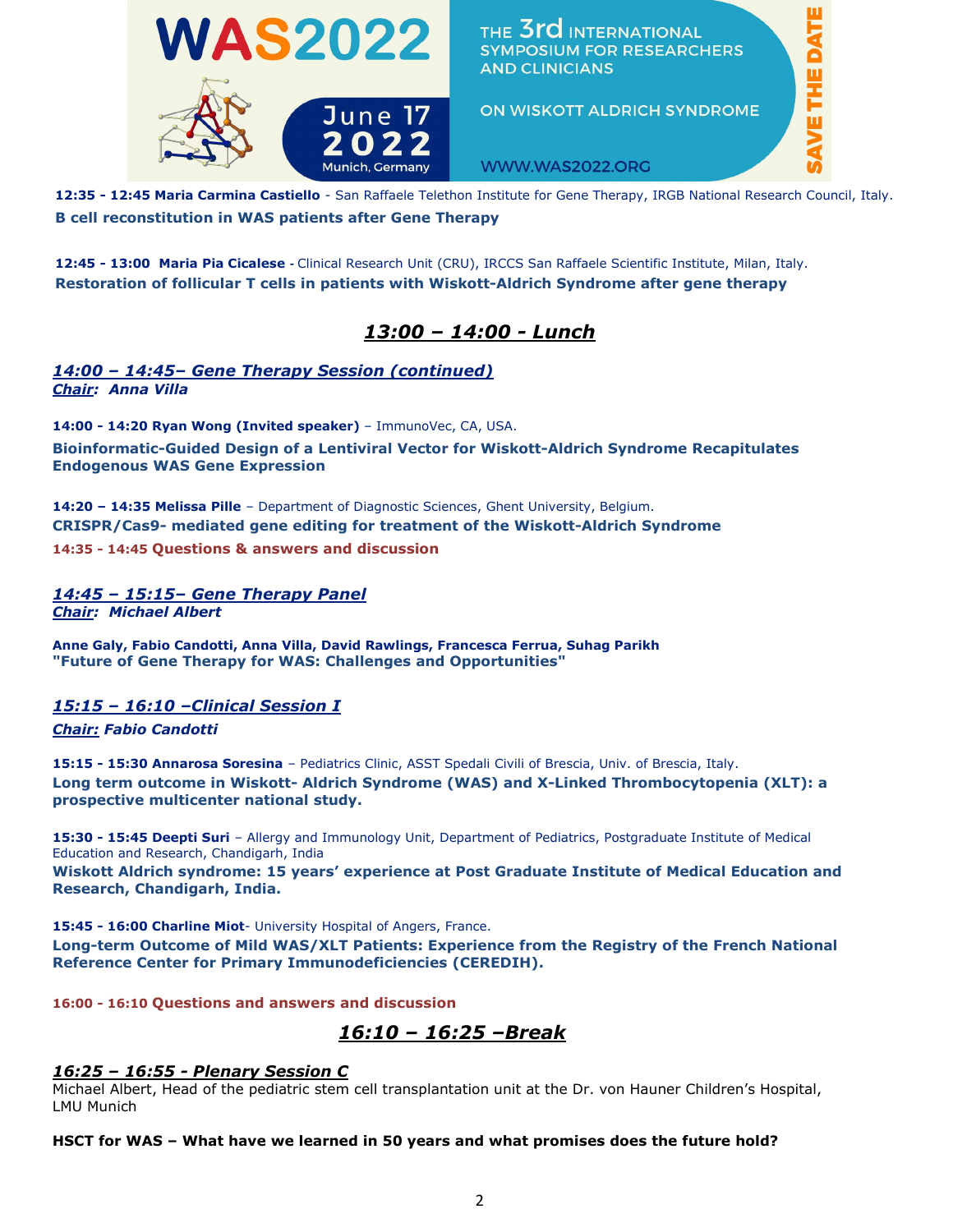**12:35 - 12:45 Maria Carmina Castiello** - San Raffaele Telethon Institute for Gene Therapy, IRGB National Research Council, Italy.

**B cell reconstitution in WAS patients after Gene Therapy**

**12:45 - 13:00 Maria Pia Cicalese** - Clinical Research Unit (CRU), IRCCS San Raffaele Scientific Institute, Milan, Italy.

**Restoration of follicular T cells in patients with Wiskott-Aldrich Syndrome after gene therapy**

## *13:00 – 14:00 - Lunch*

### *14:00 – 14:45– Gene Therapy Session (continued)*

***Chair:* *Anna Villa***

**14:00 - 14:20 Ryan Wong (Invited speaker)** – ImmunoVec, CA, USA.

**Bioinformatic-Guided Design of a Lentiviral Vector for Wiskott-Aldrich Syndrome Recapitulates Endogenous WAS Gene Expression**

**14:20 – 14:35 Melissa Pille** – Department of Diagnostic Sciences, Ghent University, Belgium.

**CRISPR/Cas9- mediated gene editing for treatment of the Wiskott-Aldrich Syndrome**

**14:35 - 14:45 Questions & answers and discussion**

### *14:45 – 15:15– Gene Therapy Panel*

***Chair:* *Michael Albert***

**Anne Galy, Fabio Candotti, Anna Villa, David Rawlings, Francesca Ferrua, Suhag Parikh**

**"Future of Gene Therapy for WAS: Challenges and Opportunities"**

### *15:15 – 16:10 –Clinical Session I*

***Chair:* *Fabio Candotti***

**15:15 - 15:30 Annarosa Soresina** – Pediatrics Clinic, ASST Spedali Civili of Brescia, Univ. of Brescia, Italy.

**Long term outcome in Wiskott- Aldrich Syndrome (WAS) and X-Linked Thrombocytopenia (XLT): a prospective multicenter national study.**

**15:30 - 15:45 Deepti Suri** – Allergy and Immunology Unit, Department of Pediatrics, Postgraduate Institute of Medical Education and Research, Chandigarh, India

**Wiskott Aldrich syndrome: 15 years' experience at Post Graduate Institute of Medical Education and Research, Chandigarh, India.**

**15:45 - 16:00 Charline Miot**- University Hospital of Angers, France.

**Long-term Outcome of Mild WAS/XLT Patients: Experience from the Registry of the French National Reference Center for Primary Immunodeficiencies (CEREDIH).**

**16:00 - 16:10 Questions and answers and discussion**

## *16:10 – 16:25 –Break*

### *16:25 – 16:55 - Plenary Session C*

Michael Albert, Head of the pediatric stem cell transplantation unit at the Dr. von Hauner Children's Hospital, LMU Munich

**HSCT for WAS – What have we learned in 50 years and what promises does the future hold?**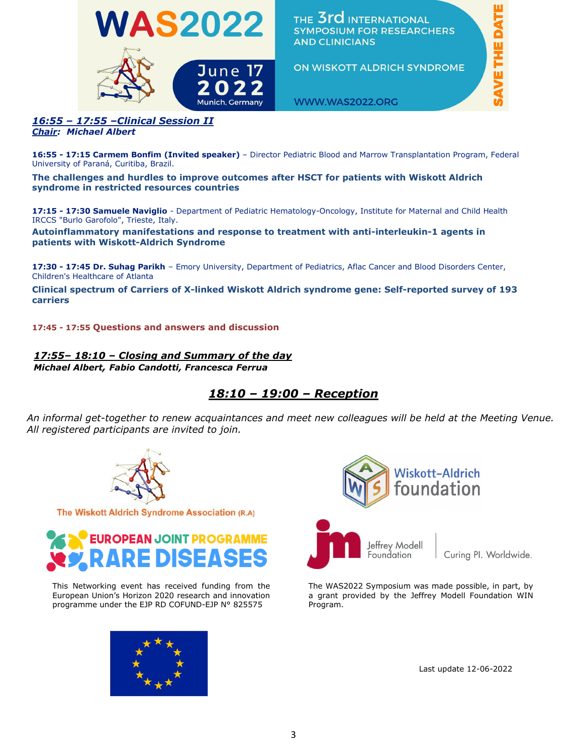## *16:55 – 17:55 –Clinical Session II*

***Chair: Michael Albert***

**16:55 - 17:15 Carmem Bonfim (Invited speaker)** – Director Pediatric Blood and Marrow Transplantation Program, Federal University of Paraná, Curitiba, Brazil.

**The challenges and hurdles to improve outcomes after HSCT for patients with Wiskott Aldrich syndrome in restricted resources countries**

**17:15 - 17:30 Samuele Naviglio** - Department of Pediatric Hematology-Oncology, Institute for Maternal and Child Health IRCCS "Burlo Garofolo", Trieste, Italy.

**Autoinflammatory manifestations and response to treatment with anti-interleukin-1 agents in patients with Wiskott-Aldrich Syndrome**

**17:30 - 17:45 Dr. Suhag Parikh** – Emory University, Department of Pediatrics, Aflac Cancer and Blood Disorders Center, Children's Healthcare of Atlanta

**Clinical spectrum of Carriers of X-linked Wiskott Aldrich syndrome gene: Self-reported survey of 193 carriers**

**17:45 - 17:55 Questions and answers and discussion**

## *17:55– 18:10 – Closing and Summary of the day*

***Michael Albert, Fabio Candotti, Francesca Ferrua***

## *18:10 – 19:00 – Reception*

*An informal get-together to renew acquaintances and meet new colleagues will be held at the Meeting Venue. All registered participants are invited to join.*

The Wiskott Aldrich Syndrome Association (R.A)

EUROPEAN JOINT PROGRAMME RARE DISEASES

This Networking event has received funding from the European Union's Horizon 2020 research and innovation programme under the EJP RD COFUND-EJP N° 825575

Wiskott-Aldrich foundation

Jeffrey Modell Foundation | Curing PI. Worldwide.

The WAS2022 Symposium was made possible, in part, by a grant provided by the Jeffrey Modell Foundation WIN Program.

Last update 12-06-2022